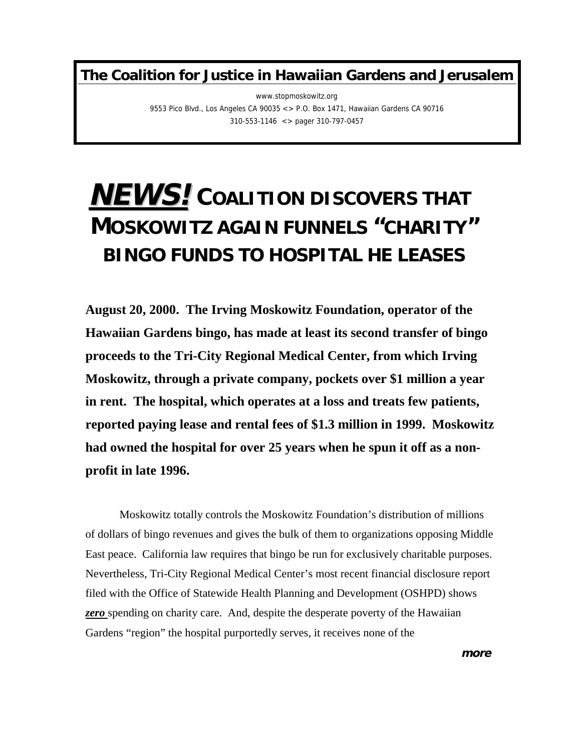**The Coalition for Justice in Hawaiian Gardens and Jerusalem**

www.stopmoskowitz.org

9553 Pico Blvd., Los Angeles CA 90035 <> P.O. Box 1471, Hawaiian Gardens CA 90716

310-553-1146 <> pager 310-797-0457

# ***NEWS!*** COALITION DISCOVERS THAT MOSKOWITZ AGAIN FUNNELS "CHARITY" BINGO FUNDS TO HOSPITAL HE LEASES

**August 20, 2000. The Irving Moskowitz Foundation, operator of the Hawaiian Gardens bingo, has made at least its second transfer of bingo proceeds to the Tri-City Regional Medical Center, from which Irving Moskowitz, through a private company, pockets over $1 million a year in rent. The hospital, which operates at a loss and treats few patients, reported paying lease and rental fees of $1.3 million in 1999. Moskowitz had owned the hospital for over 25 years when he spun it off as a non-profit in late 1996.**

Moskowitz totally controls the Moskowitz Foundation's distribution of millions of dollars of bingo revenues and gives the bulk of them to organizations opposing Middle East peace. California law requires that bingo be run for exclusively charitable purposes. Nevertheless, Tri-City Regional Medical Center's most recent financial disclosure report filed with the Office of Statewide Health Planning and Development (OSHPD) shows ***zero*** spending on charity care. And, despite the desperate poverty of the Hawaiian Gardens "region" the hospital purportedly serves, it receives none of the

***more***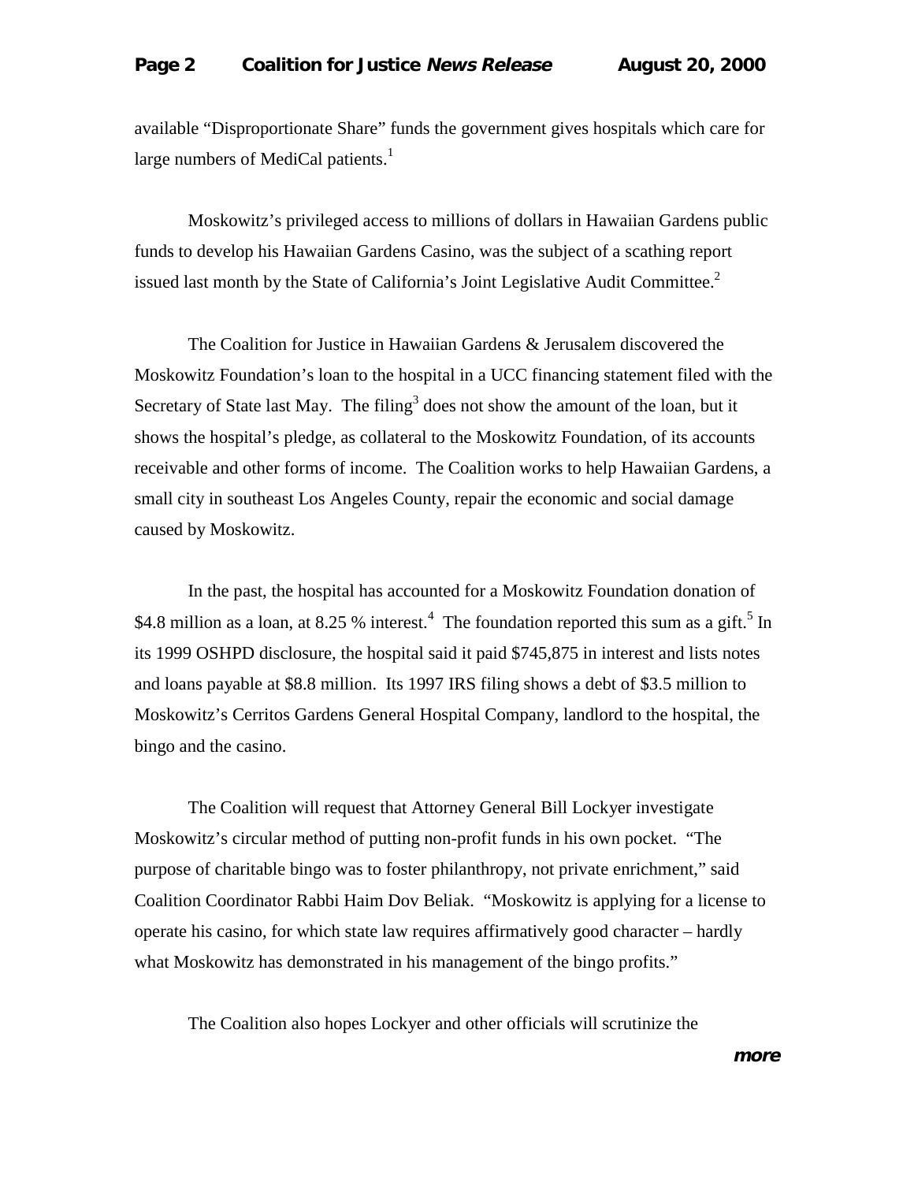available "Disproportionate Share" funds the government gives hospitals which care for large numbers of MediCal patients.[1]

Moskowitz's privileged access to millions of dollars in Hawaiian Gardens public funds to develop his Hawaiian Gardens Casino, was the subject of a scathing report issued last month by the State of California's Joint Legislative Audit Committee.[2]

The Coalition for Justice in Hawaiian Gardens & Jerusalem discovered the Moskowitz Foundation's loan to the hospital in a UCC financing statement filed with the Secretary of State last May. The filing[3] does not show the amount of the loan, but it shows the hospital's pledge, as collateral to the Moskowitz Foundation, of its accounts receivable and other forms of income. The Coalition works to help Hawaiian Gardens, a small city in southeast Los Angeles County, repair the economic and social damage caused by Moskowitz.

In the past, the hospital has accounted for a Moskowitz Foundation donation of $4.8 million as a loan, at 8.25 % interest.[4] The foundation reported this sum as a gift.[5] In its 1999 OSHPD disclosure, the hospital said it paid $745,875 in interest and lists notes and loans payable at $8.8 million. Its 1997 IRS filing shows a debt of $3.5 million to Moskowitz's Cerritos Gardens General Hospital Company, landlord to the hospital, the bingo and the casino.

The Coalition will request that Attorney General Bill Lockyer investigate Moskowitz's circular method of putting non-profit funds in his own pocket. "The purpose of charitable bingo was to foster philanthropy, not private enrichment," said Coalition Coordinator Rabbi Haim Dov Beliak. "Moskowitz is applying for a license to operate his casino, for which state law requires affirmatively good character – hardly what Moskowitz has demonstrated in his management of the bingo profits."

The Coalition also hopes Lockyer and other officials will scrutinize the

***more***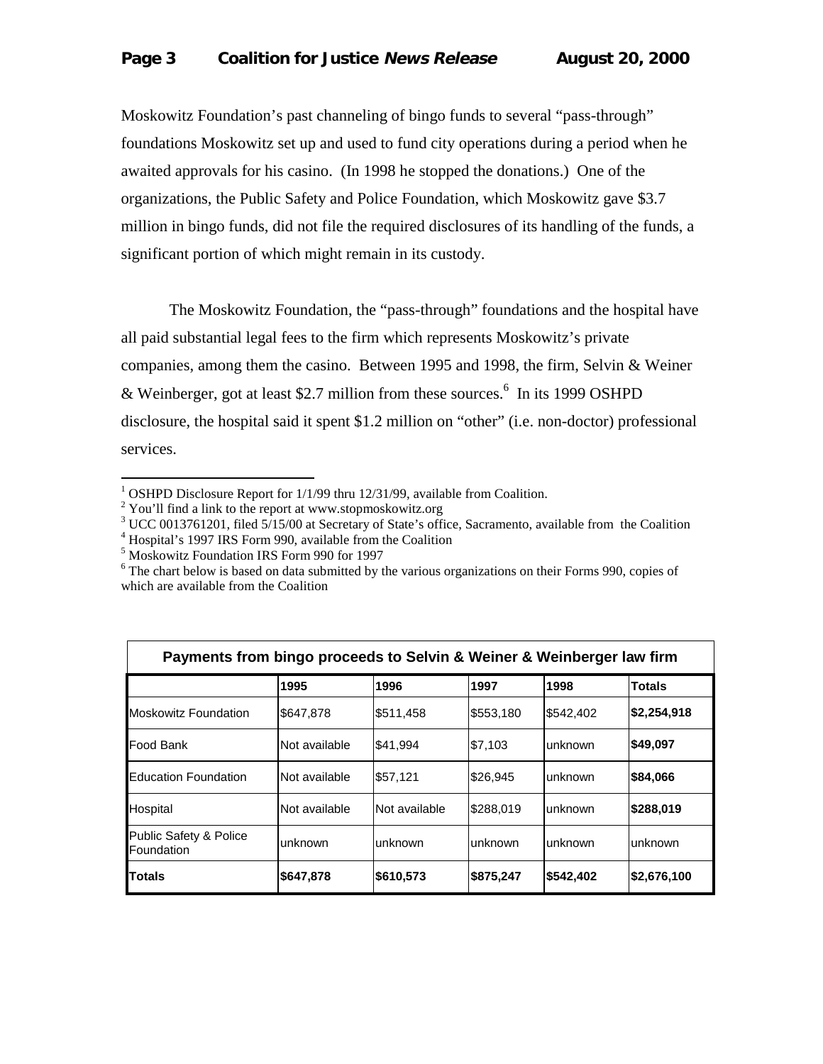Moskowitz Foundation's past channeling of bingo funds to several "pass-through" foundations Moskowitz set up and used to fund city operations during a period when he awaited approvals for his casino. (In 1998 he stopped the donations.) One of the organizations, the Public Safety and Police Foundation, which Moskowitz gave $3.7 million in bingo funds, did not file the required disclosures of its handling of the funds, a significant portion of which might remain in its custody.

The Moskowitz Foundation, the "pass-through" foundations and the hospital have all paid substantial legal fees to the firm which represents Moskowitz's private companies, among them the casino. Between 1995 and 1998, the firm, Selvin & Weiner & Weinberger, got at least $2.7 million from these sources.[6] In its 1999 OSHPD disclosure, the hospital said it spent $1.2 million on "other" (i.e. non-doctor) professional services.

[1] OSHPD Disclosure Report for 1/1/99 thru 12/31/99, available from Coalition.
[2] You'll find a link to the report at www.stopmoskowitz.org
[3] UCC 0013761201, filed 5/15/00 at Secretary of State's office, Sacramento, available from the Coalition
[4] Hospital's 1997 IRS Form 990, available from the Coalition
[5] Moskowitz Foundation IRS Form 990 for 1997
[6] The chart below is based on data submitted by the various organizations on their Forms 990, copies of which are available from the Coalition

**Payments from bingo proceeds to Selvin & Weiner & Weinberger law firm**

| | 1995 | 1996 | 1997 | 1998 | Totals |
|---|---|---|---|---|---|
| Moskowitz Foundation | $647,878 | $511,458 | $553,180 | $542,402 | **$2,254,918** |
| Food Bank | Not available | $41,994 | $7,103 | unknown | **$49,097** |
| Education Foundation | Not available | $57,121 | $26,945 | unknown | **$84,066** |
| Hospital | Not available | Not available | $288,019 | unknown | **$288,019** |
| Public Safety & Police Foundation | unknown | unknown | unknown | unknown | unknown |
| **Totals** | **$647,878** | **$610,573** | **$875,247** | **$542,402** | **$2,676,100** |